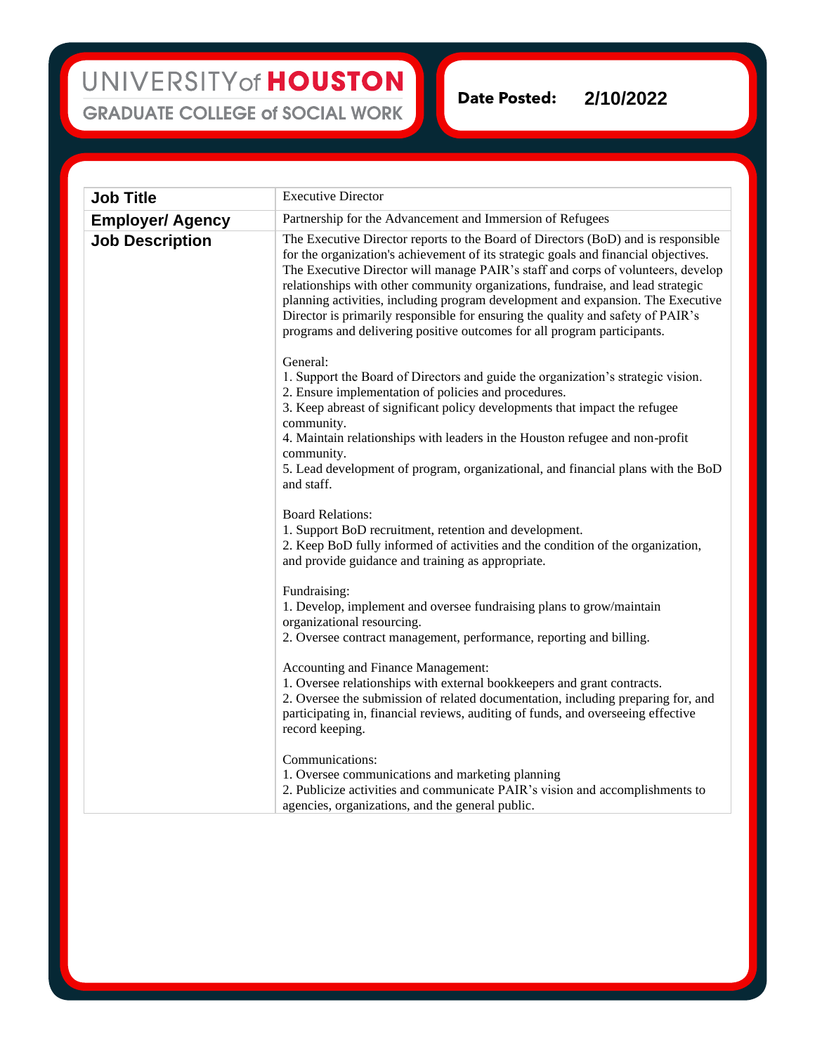UNIVERSITY of HOUSTON
GRADUATE COLLEGE of SOCIAL WORK

**Date Posted:** 2/10/2022

| | |
|---|---|
| **Job Title** | Executive Director |
| **Employer/ Agency** | Partnership for the Advancement and Immersion of Refugees |
| **Job Description** | The Executive Director reports to the Board of Directors (BoD) and is responsible for the organization's achievement of its strategic goals and financial objectives. The Executive Director will manage PAIR's staff and corps of volunteers, develop relationships with other community organizations, fundraise, and lead strategic planning activities, including program development and expansion. The Executive Director is primarily responsible for ensuring the quality and safety of PAIR's programs and delivering positive outcomes for all program participants.<br><br>General:<br>1. Support the Board of Directors and guide the organization's strategic vision.<br>2. Ensure implementation of policies and procedures.<br>3. Keep abreast of significant policy developments that impact the refugee community.<br>4. Maintain relationships with leaders in the Houston refugee and non-profit community.<br>5. Lead development of program, organizational, and financial plans with the BoD and staff.<br><br>Board Relations:<br>1. Support BoD recruitment, retention and development.<br>2. Keep BoD fully informed of activities and the condition of the organization, and provide guidance and training as appropriate.<br><br>Fundraising:<br>1. Develop, implement and oversee fundraising plans to grow/maintain organizational resourcing.<br>2. Oversee contract management, performance, reporting and billing.<br><br>Accounting and Finance Management:<br>1. Oversee relationships with external bookkeepers and grant contracts.<br>2. Oversee the submission of related documentation, including preparing for, and participating in, financial reviews, auditing of funds, and overseeing effective record keeping.<br><br>Communications:<br>1. Oversee communications and marketing planning<br>2. Publicize activities and communicate PAIR's vision and accomplishments to agencies, organizations, and the general public. |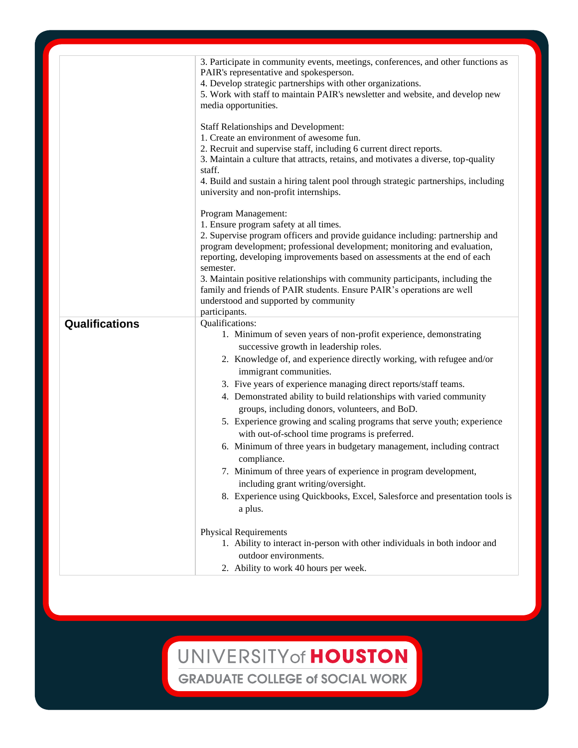| | |
|---|---|
| | 3. Participate in community events, meetings, conferences, and other functions as PAIR's representative and spokesperson.<br>4. Develop strategic partnerships with other organizations.<br>5. Work with staff to maintain PAIR's newsletter and website, and develop new media opportunities.<br><br>Staff Relationships and Development:<br>1. Create an environment of awesome fun.<br>2. Recruit and supervise staff, including 6 current direct reports.<br>3. Maintain a culture that attracts, retains, and motivates a diverse, top-quality staff.<br>4. Build and sustain a hiring talent pool through strategic partnerships, including university and non-profit internships.<br><br>Program Management:<br>1. Ensure program safety at all times.<br>2. Supervise program officers and provide guidance including: partnership and program development; professional development; monitoring and evaluation, reporting, developing improvements based on assessments at the end of each semester.<br>3. Maintain positive relationships with community participants, including the family and friends of PAIR students. Ensure PAIR's operations are well understood and supported by community participants. |
| **Qualifications** | Qualifications:<br>1. Minimum of seven years of non-profit experience, demonstrating successive growth in leadership roles.<br>2. Knowledge of, and experience directly working, with refugee and/or immigrant communities.<br>3. Five years of experience managing direct reports/staff teams.<br>4. Demonstrated ability to build relationships with varied community groups, including donors, volunteers, and BoD.<br>5. Experience growing and scaling programs that serve youth; experience with out-of-school time programs is preferred.<br>6. Minimum of three years in budgetary management, including contract compliance.<br>7. Minimum of three years of experience in program development, including grant writing/oversight.<br>8. Experience using Quickbooks, Excel, Salesforce and presentation tools is a plus.<br><br>Physical Requirements<br>1. Ability to interact in-person with other individuals in both indoor and outdoor environments.<br>2. Ability to work 40 hours per week. |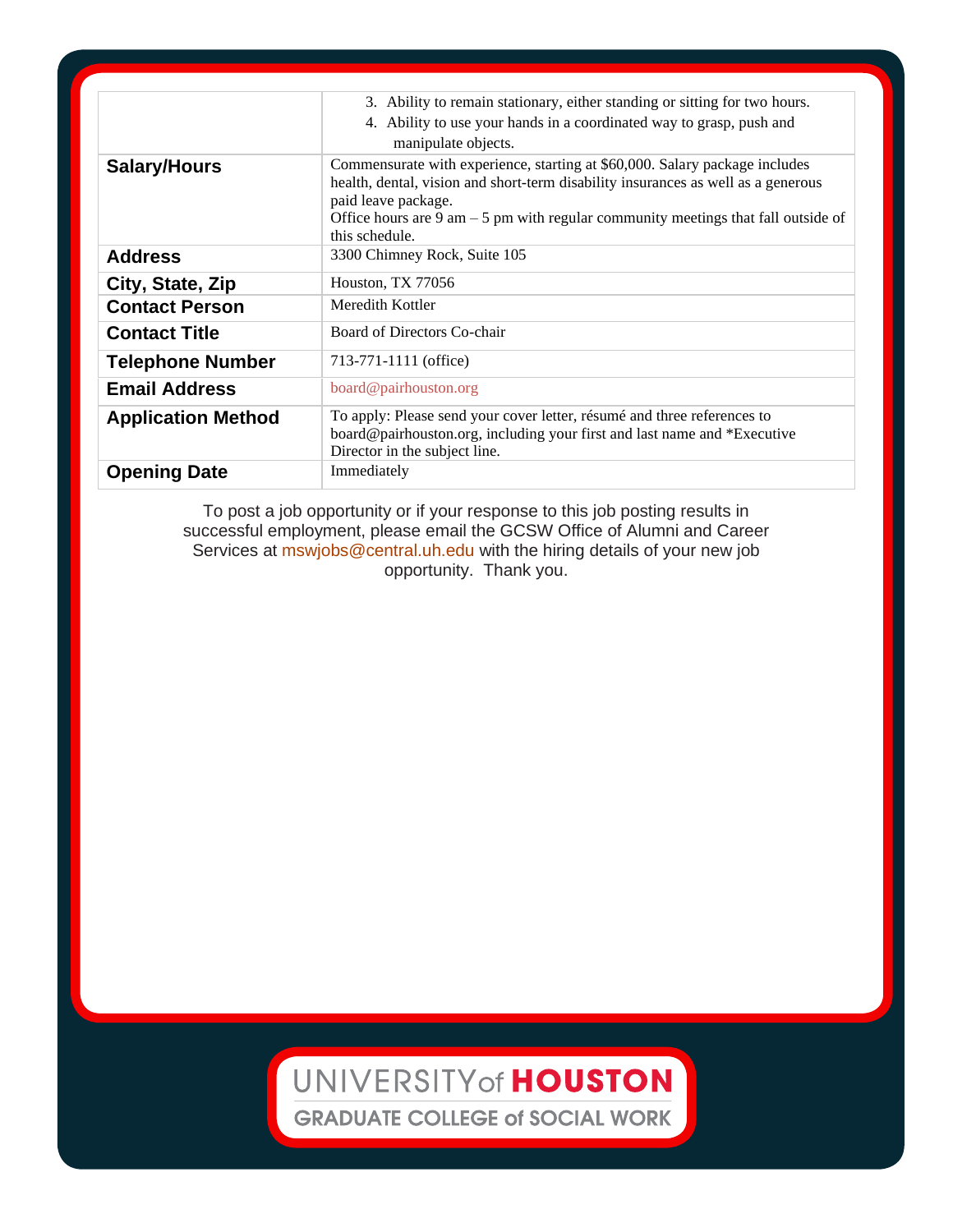| | |
|---|---|
| | 3. Ability to remain stationary, either standing or sitting for two hours.<br>4. Ability to use your hands in a coordinated way to grasp, push and manipulate objects. |
| **Salary/Hours** | Commensurate with experience, starting at $60,000. Salary package includes health, dental, vision and short-term disability insurances as well as a generous paid leave package.<br>Office hours are 9 am – 5 pm with regular community meetings that fall outside of this schedule. |
| **Address** | 3300 Chimney Rock, Suite 105 |
| **City, State, Zip** | Houston, TX 77056 |
| **Contact Person** | Meredith Kottler |
| **Contact Title** | Board of Directors Co-chair |
| **Telephone Number** | 713-771-1111 (office) |
| **Email Address** | board@pairhouston.org |
| **Application Method** | To apply: Please send your cover letter, résumé and three references to board@pairhouston.org, including your first and last name and *Executive Director in the subject line. |
| **Opening Date** | Immediately |

To post a job opportunity or if your response to this job posting results in successful employment, please email the GCSW Office of Alumni and Career Services at mswjobs@central.uh.edu with the hiring details of your new job opportunity. Thank you.

UNIVERSITY of HOUSTON
GRADUATE COLLEGE of SOCIAL WORK